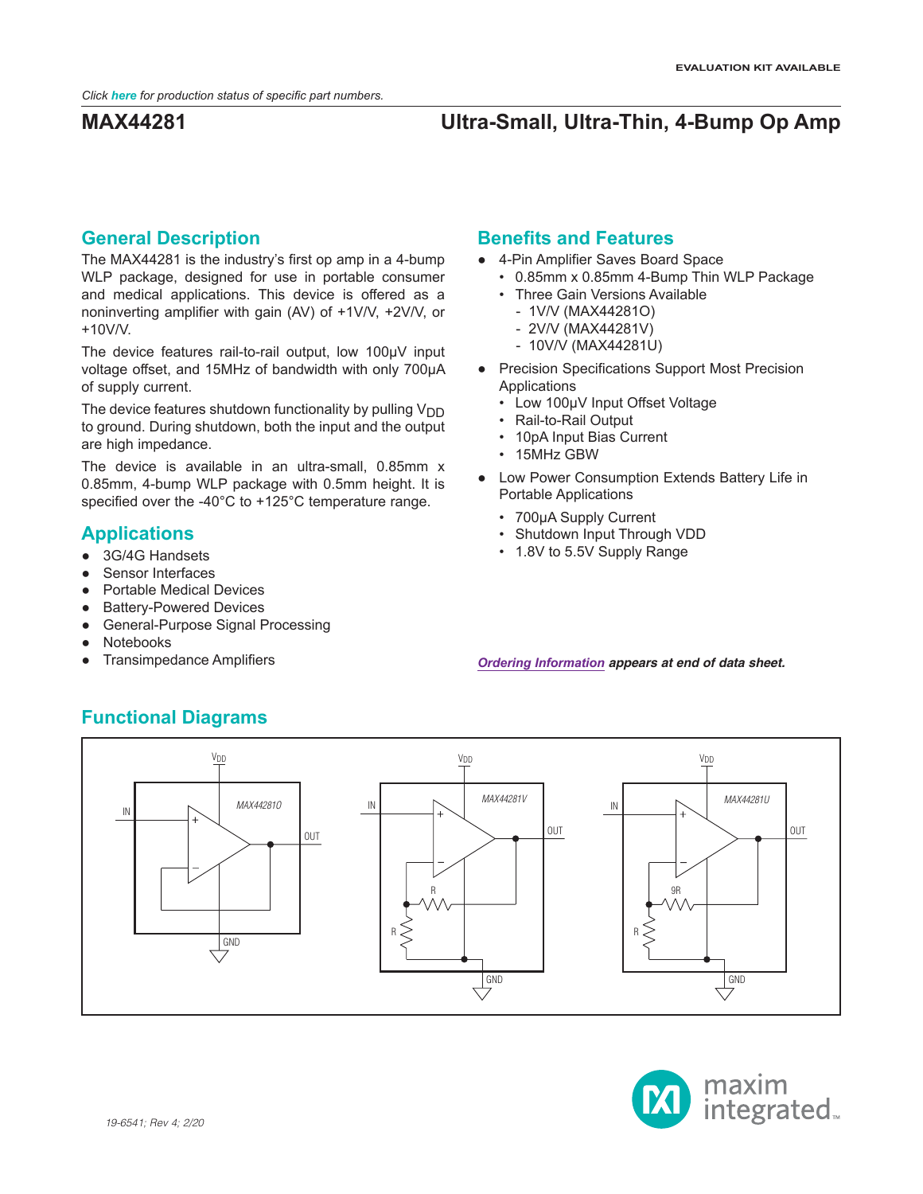EVALUATION KIT AVAILABLE

*Click here for production status of specific part numbers.*

# MAX44281

# Ultra-Small, Ultra-Thin, 4-Bump Op Amp

## General Description

The MAX44281 is the industry's first op amp in a 4-bump WLP package, designed for use in portable consumer and medical applications. This device is offered as a noninverting amplifier with gain (AV) of +1V/V, +2V/V, or +10V/V.

The device features rail-to-rail output, low 100µV input voltage offset, and 15MHz of bandwidth with only 700µA of supply current.

The device features shutdown functionality by pulling $V_{DD}$ to ground. During shutdown, both the input and the output are high impedance.

The device is available in an ultra-small, 0.85mm x 0.85mm, 4-bump WLP package with 0.5mm height. It is specified over the -40°C to +125°C temperature range.

## Applications

- 3G/4G Handsets
- Sensor Interfaces
- Portable Medical Devices
- Battery-Powered Devices
- General-Purpose Signal Processing
- Notebooks
- Transimpedance Amplifiers

## Benefits and Features

- 4-Pin Amplifier Saves Board Space
  - 0.85mm x 0.85mm 4-Bump Thin WLP Package
  - Three Gain Versions Available
    - 1V/V (MAX44281O)
    - 2V/V (MAX44281V)
    - 10V/V (MAX44281U)
- Precision Specifications Support Most Precision Applications
  - Low 100µV Input Offset Voltage
  - Rail-to-Rail Output
  - 10pA Input Bias Current
  - 15MHz GBW
- Low Power Consumption Extends Battery Life in Portable Applications
  - 700µA Supply Current
  - Shutdown Input Through VDD
  - 1.8V to 5.5V Supply Range

***Ordering Information** appears at end of data sheet.*

## Functional Diagrams

19-6541; Rev 4; 2/20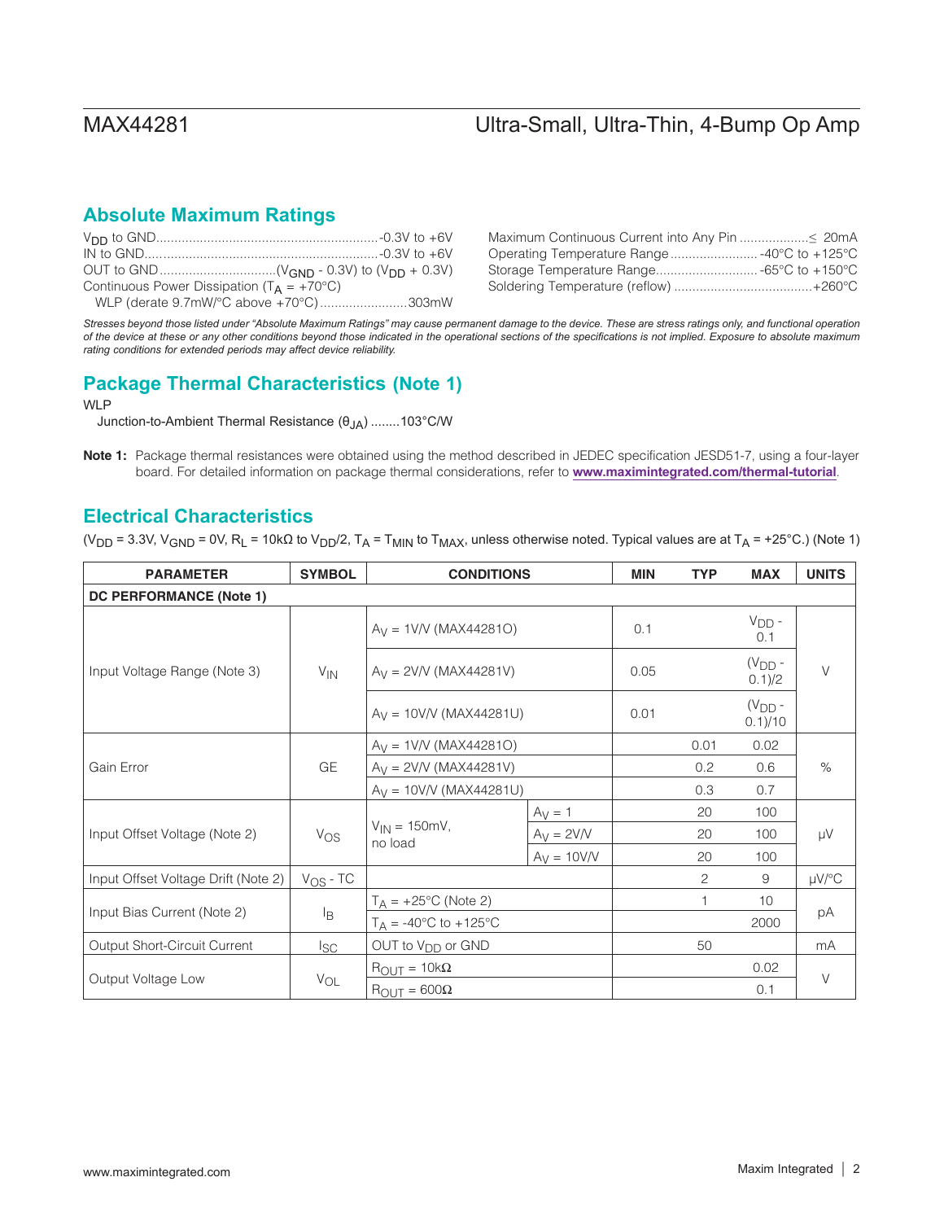## Absolute Maximum Ratings

$V_{DD}$ to GND ............................................................-0.3V to +6V
IN to GND.......................................................................-0.3V to +6V
OUT to GND ..............................($V_{GND}$ - 0.3V) to ($V_{DD}$ + 0.3V)
Continuous Power Dissipation ($T_A$ = +70°C)
WLP (derate 9.7mW/°C above +70°C).......................303mW

Maximum Continuous Current into Any Pin ..................≤ 20mA
Operating Temperature Range ........................ -40°C to +125°C
Storage Temperature Range............................ -65°C to +150°C
Soldering Temperature (reflow) ......................................+260°C

*Stresses beyond those listed under "Absolute Maximum Ratings" may cause permanent damage to the device. These are stress ratings only, and functional operation of the device at these or any other conditions beyond those indicated in the operational sections of the specifications is not implied. Exposure to absolute maximum rating conditions for extended periods may affect device reliability.*

## Package Thermal Characteristics (Note 1)

WLP
Junction-to-Ambient Thermal Resistance ($\theta_{JA}$) ........103°C/W

**Note 1:** Package thermal resistances were obtained using the method described in JEDEC specification JESD51-7, using a four-layer board. For detailed information on package thermal considerations, refer to **www.maximintegrated.com/thermal-tutorial**.

## Electrical Characteristics

($V_{DD}$ = 3.3V, $V_{GND}$ = 0V, $R_L$ = 10kΩ to $V_{DD}$/2, $T_A$ = $T_{MIN}$ to $T_{MAX}$, unless otherwise noted. Typical values are at $T_A$ = +25°C.) (Note 1)

| PARAMETER | SYMBOL | CONDITIONS | | MIN | TYP | MAX | UNITS |
|---|---|---|---|---|---|---|---|
| **DC PERFORMANCE (Note 1)** | | | | | | | |
| Input Voltage Range (Note 3) | $V_{IN}$ | $A_V$ = 1V/V (MAX44281O) | | 0.1 | | $V_{DD}$ - 0.1 | V |
| | | $A_V$ = 2V/V (MAX44281V) | | 0.05 | | ($V_{DD}$ - 0.1)/2 | |
| | | $A_V$ = 10V/V (MAX44281U) | | 0.01 | | ($V_{DD}$ - 0.1)/10 | |
| Gain Error | GE | $A_V$ = 1V/V (MAX44281O) | | | 0.01 | 0.02 | % |
| | | $A_V$ = 2V/V (MAX44281V) | | | 0.2 | 0.6 | |
| | | $A_V$ = 10V/V (MAX44281U) | | | 0.3 | 0.7 | |
| Input Offset Voltage (Note 2) | $V_{OS}$ | $V_{IN}$ = 150mV, no load | $A_V$ = 1 | | 20 | 100 | µV |
| | | | $A_V$ = 2V/V | | 20 | 100 | |
| | | | $A_V$ = 10V/V | | 20 | 100 | |
| Input Offset Voltage Drift (Note 2) | $V_{OS}$ - TC | | | | 2 | 9 | µV/°C |
| Input Bias Current (Note 2) | $I_B$ | $T_A$ = +25°C (Note 2) | | | 1 | 10 | pA |
| | | $T_A$ = -40°C to +125°C | | | | 2000 | |
| Output Short-Circuit Current | $I_{SC}$ | OUT to $V_{DD}$ or GND | | | 50 | | mA |
| Output Voltage Low | $V_{OL}$ | $R_{OUT}$ = 10kΩ | | | | 0.02 | V |
| | | $R_{OUT}$ = 600Ω | | | | 0.1 | |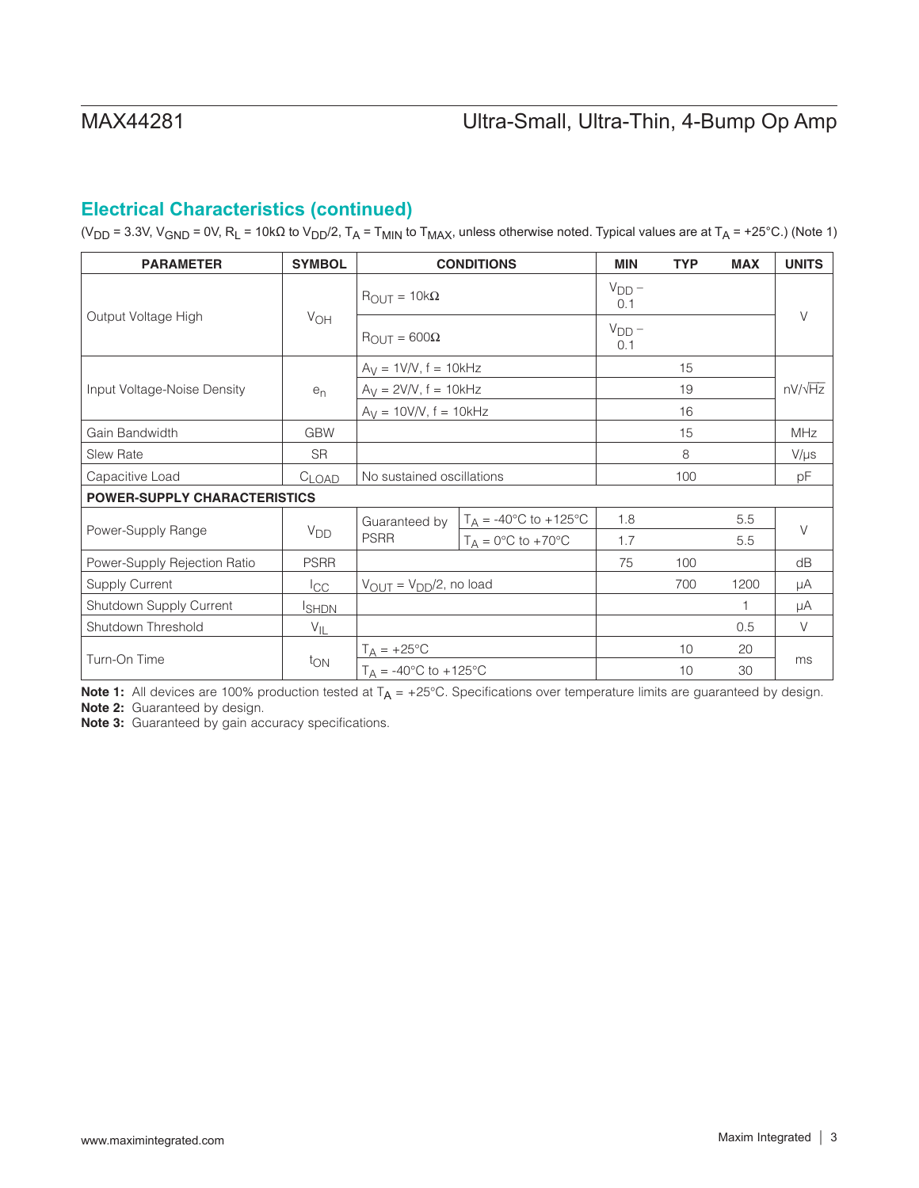## Electrical Characteristics (continued)

($V_{DD}$ = 3.3V, $V_{GND}$ = 0V, $R_L$ = 10kΩ to $V_{DD}$/2, $T_A$ = $T_{MIN}$ to $T_{MAX}$, unless otherwise noted. Typical values are at $T_A$ = +25°C.) (Note 1)

| PARAMETER | SYMBOL | CONDITIONS | | MIN | TYP | MAX | UNITS |
|---|---|---|---|---|---|---|---|
| Output Voltage High | $V_{OH}$ | $R_{OUT}$ = 10kΩ | | $V_{DD}$ − 0.1 | | | V |
| | | $R_{OUT}$ = 600Ω | | $V_{DD}$ − 0.1 | | | |
| Input Voltage-Noise Density | $e_n$ | $A_V$ = 1V/V, f = 10kHz | | | 15 | | nV/√Hz |
| | | $A_V$ = 2V/V, f = 10kHz | | | 19 | | |
| | | $A_V$ = 10V/V, f = 10kHz | | | 16 | | |
| Gain Bandwidth | GBW | | | | 15 | | MHz |
| Slew Rate | SR | | | | 8 | | V/µs |
| Capacitive Load | $C_{LOAD}$ | No sustained oscillations | | | 100 | | pF |
| **POWER-SUPPLY CHARACTERISTICS** | | | | | | | |
| Power-Supply Range | $V_{DD}$ | Guaranteed by PSRR | $T_A$ = -40°C to +125°C | 1.8 | | 5.5 | V |
| | | | $T_A$ = 0°C to +70°C | 1.7 | | 5.5 | |
| Power-Supply Rejection Ratio | PSRR | | | 75 | 100 | | dB |
| Supply Current | $I_{CC}$ | $V_{OUT}$ = $V_{DD}$/2, no load | | | 700 | 1200 | µA |
| Shutdown Supply Current | $I_{SHDN}$ | | | | | 1 | µA |
| Shutdown Threshold | $V_{IL}$ | | | | | 0.5 | V |
| Turn-On Time | $t_{ON}$ | $T_A$ = +25°C | | | 10 | 20 | ms |
| | | $T_A$ = -40°C to +125°C | | | 10 | 30 | |

**Note 1:** All devices are 100% production tested at $T_A$ = +25°C. Specifications over temperature limits are guaranteed by design.
**Note 2:** Guaranteed by design.
**Note 3:** Guaranteed by gain accuracy specifications.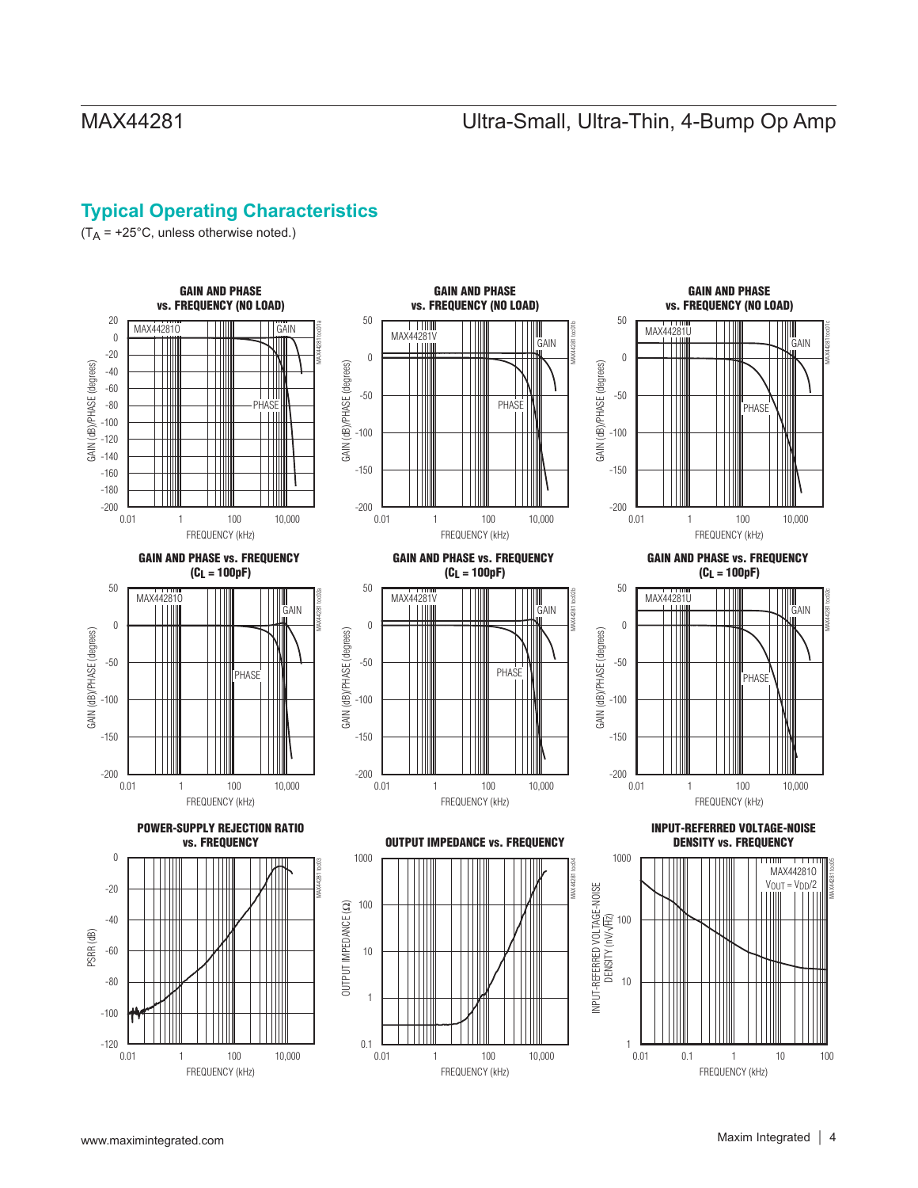## Typical Operating Characteristics

($T_A$ = +25°C, unless otherwise noted.)

**GAIN AND PHASE vs. FREQUENCY (NO LOAD)** — MAX44281O

**GAIN AND PHASE vs. FREQUENCY (NO LOAD)** — MAX44281V

**GAIN AND PHASE vs. FREQUENCY (NO LOAD)** — MAX44281U

**GAIN AND PHASE vs. FREQUENCY ($C_L$ = 100pF)** — MAX44281O

**GAIN AND PHASE vs. FREQUENCY ($C_L$ = 100pF)** — MAX44281V

**GAIN AND PHASE vs. FREQUENCY ($C_L$ = 100pF)** — MAX44281U

**POWER-SUPPLY REJECTION RATIO vs. FREQUENCY**

**OUTPUT IMPEDANCE vs. FREQUENCY**

**INPUT-REFERRED VOLTAGE-NOISE DENSITY vs. FREQUENCY** — MAX44281O, $V_{OUT} = V_{DD}/2$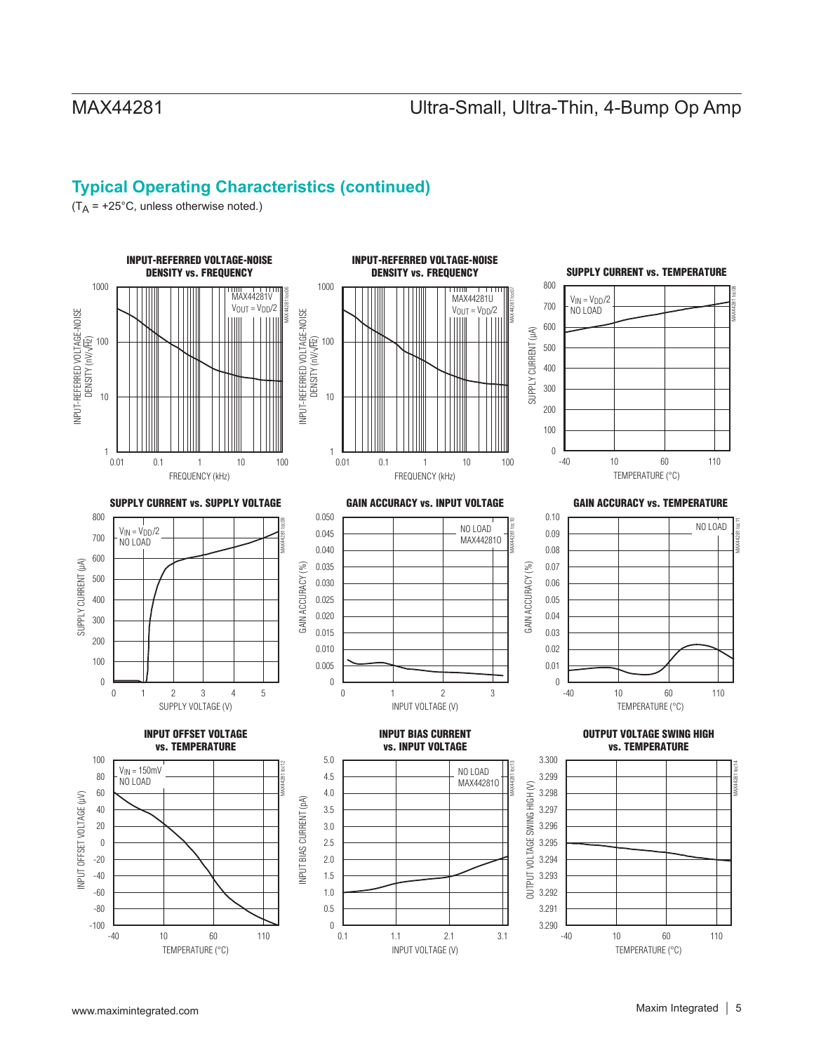## Typical Operating Characteristics (continued)

($T_A$ = +25°C, unless otherwise noted.)

**INPUT-REFERRED VOLTAGE-NOISE DENSITY vs. FREQUENCY**

MAX44281V
$V_{OUT} = V_{DD}/2$

INPUT-REFERRED VOLTAGE-NOISE DENSITY (nV/√Hz)

FREQUENCY (kHz)

**INPUT-REFERRED VOLTAGE-NOISE DENSITY vs. FREQUENCY**

MAX44281U
$V_{OUT} = V_{DD}/2$

INPUT-REFERRED VOLTAGE-NOISE DENSITY (nV/√Hz)

FREQUENCY (kHz)

**SUPPLY CURRENT vs. TEMPERATURE**

$V_{IN} = V_{DD}/2$
NO LOAD

SUPPLY CURRENT (µA)

TEMPERATURE (°C)

**SUPPLY CURRENT vs. SUPPLY VOLTAGE**

$V_{IN} = V_{DD}/2$
NO LOAD

SUPPLY CURRENT (µA)

SUPPLY VOLTAGE (V)

**GAIN ACCURACY vs. INPUT VOLTAGE**

NO LOAD
MAX442810

GAIN ACCURACY (%)

INPUT VOLTAGE (V)

**GAIN ACCURACY vs. TEMPERATURE**

NO LOAD

GAIN ACCURACY (%)

TEMPERATURE (°C)

**INPUT OFFSET VOLTAGE vs. TEMPERATURE**

$V_{IN}$ = 150mV
NO LOAD

INPUT OFFSET VOLTAGE (µV)

TEMPERATURE (°C)

**INPUT BIAS CURRENT vs. INPUT VOLTAGE**

NO LOAD
MAX442810

INPUT BIAS CURRENT (pA)

INPUT VOLTAGE (V)

**OUTPUT VOLTAGE SWING HIGH vs. TEMPERATURE**

OUTPUT VOLTAGE SWING HIGH (V)

TEMPERATURE (°C)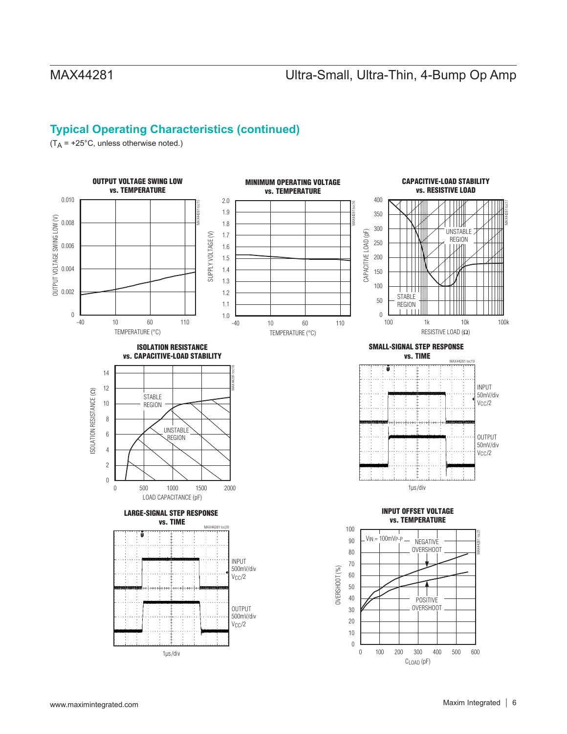## Typical Operating Characteristics (continued)

($T_A$ = +25°C, unless otherwise noted.)

**OUTPUT VOLTAGE SWING LOW vs. TEMPERATURE**

**MINIMUM OPERATING VOLTAGE vs. TEMPERATURE**

**CAPACITIVE-LOAD STABILITY vs. RESISTIVE LOAD**

**ISOLATION RESISTANCE vs. CAPACITIVE-LOAD STABILITY**

**SMALL-SIGNAL STEP RESPONSE vs. TIME**

**LARGE-SIGNAL STEP RESPONSE vs. TIME**

**INPUT OFFSET VOLTAGE vs. TEMPERATURE**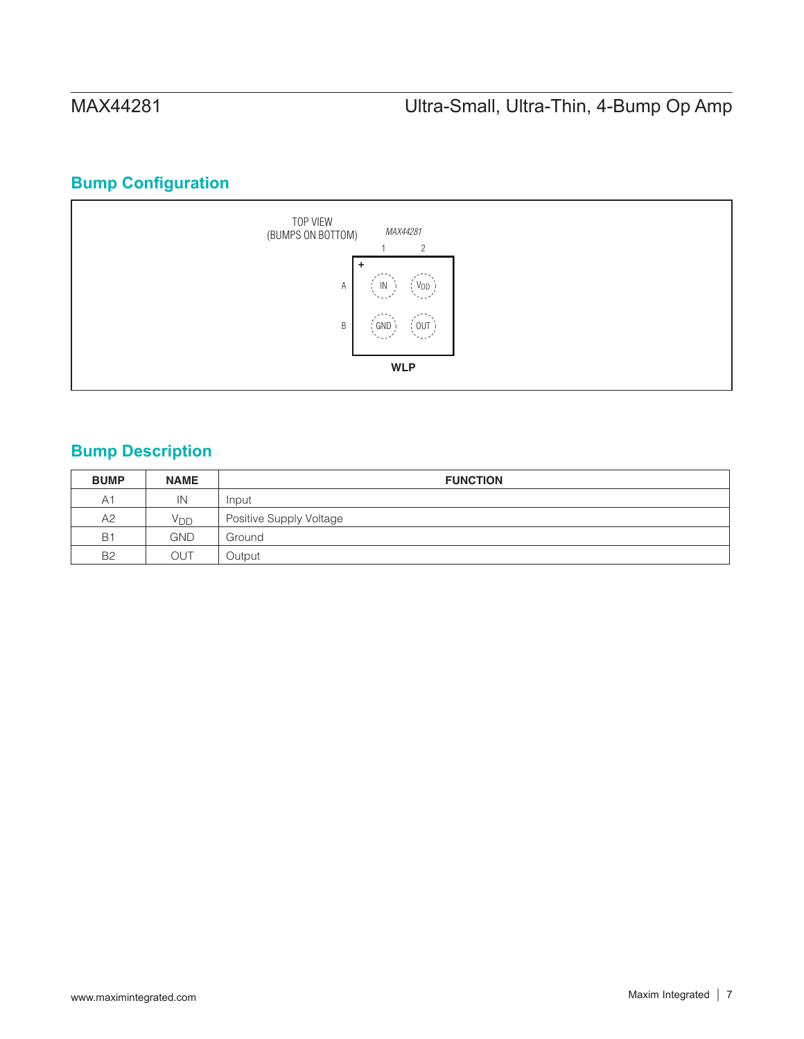## Bump Configuration

TOP VIEW
(BUMPS ON BOTTOM)

*MAX44281*

| | 1 | 2 |
|---|---|---|
| A | IN | $V_{DD}$ |
| B | GND | OUT |

**WLP**

## Bump Description

| BUMP | NAME | FUNCTION |
|---|---|---|
| A1 | IN | Input |
| A2 | $V_{DD}$ | Positive Supply Voltage |
| B1 | GND | Ground |
| B2 | OUT | Output |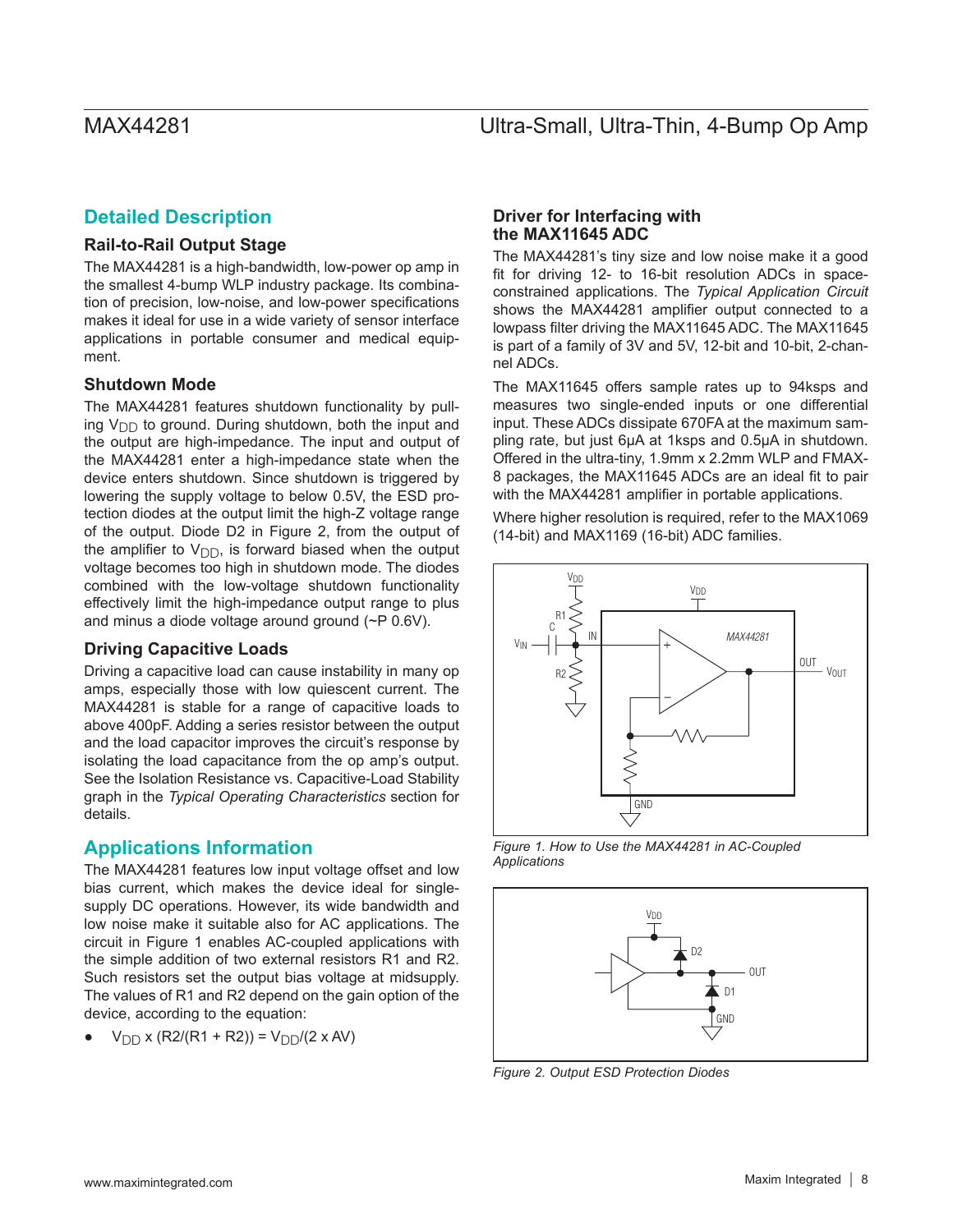## Detailed Description

### Rail-to-Rail Output Stage

The MAX44281 is a high-bandwidth, low-power op amp in the smallest 4-bump WLP industry package. Its combination of precision, low-noise, and low-power specifications makes it ideal for use in a wide variety of sensor interface applications in portable consumer and medical equipment.

### Shutdown Mode

The MAX44281 features shutdown functionality by pulling $V_{DD}$ to ground. During shutdown, both the input and the output are high-impedance. The input and output of the MAX44281 enter a high-impedance state when the device enters shutdown. Since shutdown is triggered by lowering the supply voltage to below 0.5V, the ESD protection diodes at the output limit the high-Z voltage range of the output. Diode D2 in Figure 2, from the output of the amplifier to $V_{DD}$, is forward biased when the output voltage becomes too high in shutdown mode. The diodes combined with the low-voltage shutdown functionality effectively limit the high-impedance output range to plus and minus a diode voltage around ground (~P 0.6V).

### Driving Capacitive Loads

Driving a capacitive load can cause instability in many op amps, especially those with low quiescent current. The MAX44281 is stable for a range of capacitive loads to above 400pF. Adding a series resistor between the output and the load capacitor improves the circuit's response by isolating the load capacitance from the op amp's output. See the Isolation Resistance vs. Capacitive-Load Stability graph in the *Typical Operating Characteristics* section for details.

## Applications Information

The MAX44281 features low input voltage offset and low bias current, which makes the device ideal for single-supply DC operations. However, its wide bandwidth and low noise make it suitable also for AC applications. The circuit in Figure 1 enables AC-coupled applications with the simple addition of two external resistors R1 and R2. Such resistors set the output bias voltage at midsupply. The values of R1 and R2 depend on the gain option of the device, according to the equation:

- $V_{DD} \times (R2/(R1 + R2)) = V_{DD}/(2 \times AV)$

### Driver for Interfacing with the MAX11645 ADC

The MAX44281's tiny size and low noise make it a good fit for driving 12- to 16-bit resolution ADCs in space-constrained applications. The *Typical Application Circuit* shows the MAX44281 amplifier output connected to a lowpass filter driving the MAX11645 ADC. The MAX11645 is part of a family of 3V and 5V, 12-bit and 10-bit, 2-channel ADCs.

The MAX11645 offers sample rates up to 94ksps and measures two single-ended inputs or one differential input. These ADCs dissipate 670FA at the maximum sampling rate, but just 6µA at 1ksps and 0.5µA in shutdown. Offered in the ultra-tiny, 1.9mm x 2.2mm WLP and FMAX-8 packages, the MAX11645 ADCs are an ideal fit to pair with the MAX44281 amplifier in portable applications.

Where higher resolution is required, refer to the MAX1069 (14-bit) and MAX1169 (16-bit) ADC families.

*Figure 1. How to Use the MAX44281 in AC-Coupled Applications*

*Figure 2. Output ESD Protection Diodes*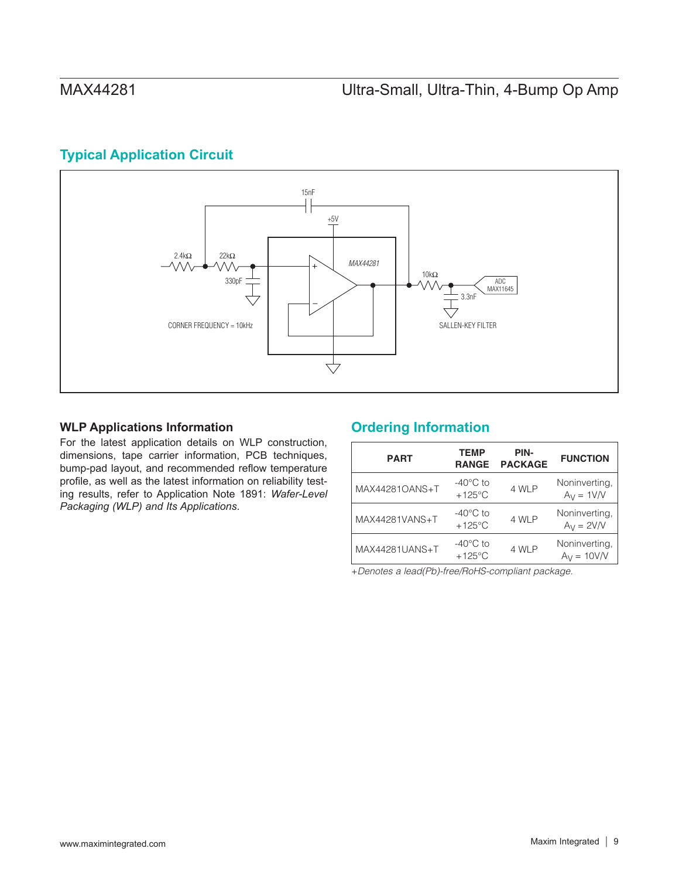## Typical Application Circuit

15nF

+5V

2.4kΩ 22kΩ

MAX44281

330pF

10kΩ

ADC MAX11645

3.3nF

CORNER FREQUENCY = 10kHz

SALLEN-KEY FILTER

### WLP Applications Information

For the latest application details on WLP construction, dimensions, tape carrier information, PCB techniques, bump-pad layout, and recommended reflow temperature profile, as well as the latest information on reliability testing results, refer to Application Note 1891: *Wafer-Level Packaging (WLP) and Its Applications*.

## Ordering Information

| PART | TEMP RANGE | PIN-PACKAGE | FUNCTION |
|---|---|---|---|
| MAX44281OANS+T | -40°C to +125°C | 4 WLP | Noninverting, $A_V$ = 1V/V |
| MAX44281VANS+T | -40°C to +125°C | 4 WLP | Noninverting, $A_V$ = 2V/V |
| MAX44281UANS+T | -40°C to +125°C | 4 WLP | Noninverting, $A_V$ = 10V/V |

*+Denotes a lead(Pb)-free/RoHS-compliant package.*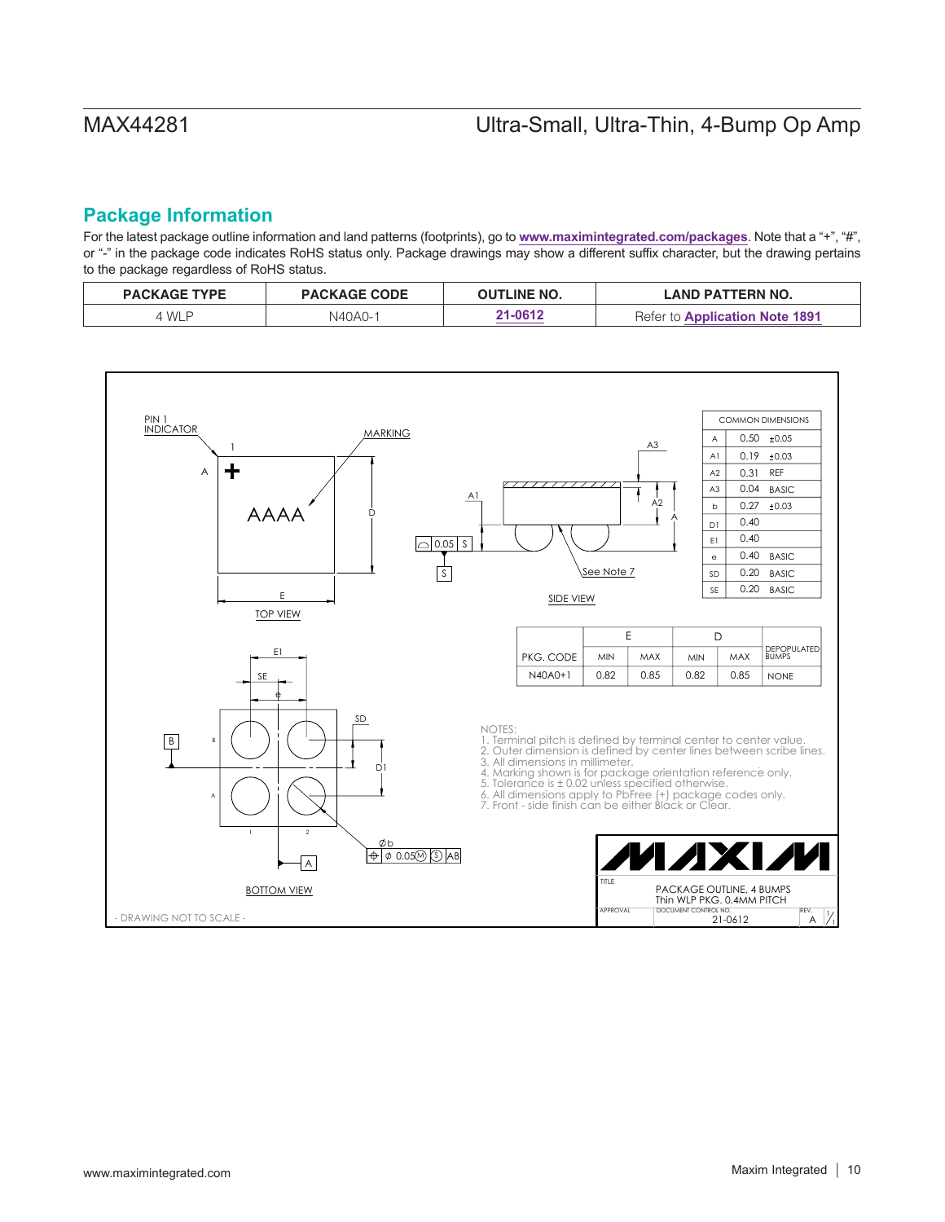## Package Information

For the latest package outline information and land patterns (footprints), go to **www.maximintegrated.com/packages**. Note that a "+", "#", or "-" in the package code indicates RoHS status only. Package drawings may show a different suffix character, but the drawing pertains to the package regardless of RoHS status.

| PACKAGE TYPE | PACKAGE CODE | OUTLINE NO. | LAND PATTERN NO. |
|---|---|---|---|
| 4 WLP | N40A0-1 | **21-0612** | Refer to **Application Note 1891** |

| COMMON DIMENSIONS | | |
|---|---|---|
| A | 0.50 | ±0.05 |
| A1 | 0.19 | ±0.03 |
| A2 | 0.31 | REF |
| A3 | 0.04 | BASIC |
| b | 0.27 | ±0.03 |
| D1 | 0.40 | |
| E1 | 0.40 | |
| e | 0.40 | BASIC |
| SD | 0.20 | BASIC |
| SE | 0.20 | BASIC |

| PKG. CODE | E | | D | | DEPOPULATED BUMPS |
|---|---|---|---|---|---|
| | MIN | MAX | MIN | MAX | |
| N40A0+1 | 0.82 | 0.85 | 0.82 | 0.85 | NONE |

NOTES:
1. Terminal pitch is defined by terminal center to center value.
2. Outer dimension is defined by center lines between scribe lines.
3. All dimensions in millimeter.
4. Marking shown is for package orientation reference only.
5. Tolerance is ± 0.02 unless specified otherwise.
6. All dimensions apply to PbFree (+) package codes only.
7. Front - side finish can be either Black or Clear.

TITLE: PACKAGE OUTLINE, 4 BUMPS Thin WLP PKG. 0.4MM PITCH

DOCUMENT CONTROL NO.: 21-0612 REV.: A 1/1

- DRAWING NOT TO SCALE -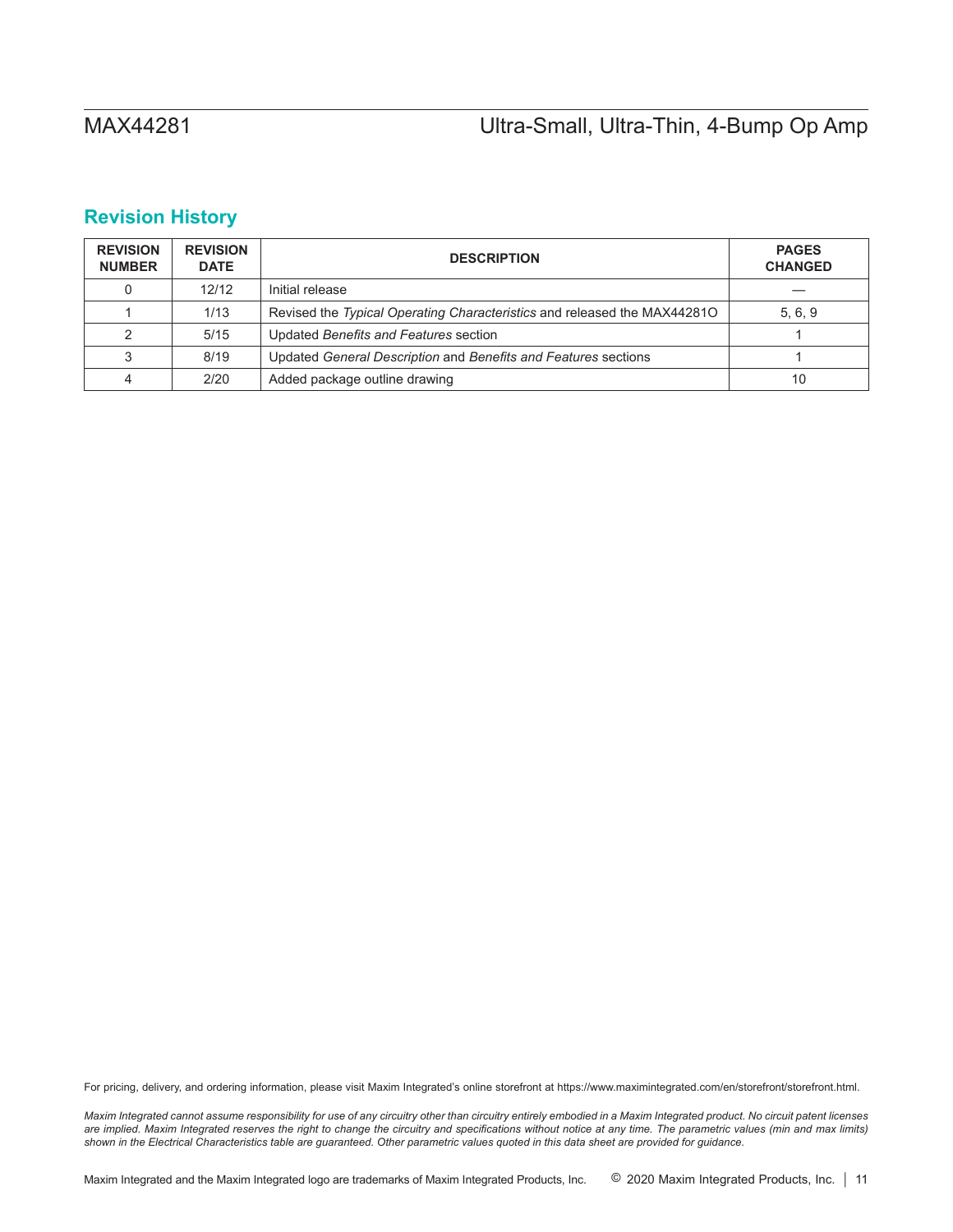## Revision History

| REVISION NUMBER | REVISION DATE | DESCRIPTION | PAGES CHANGED |
|---|---|---|---|
| 0 | 12/12 | Initial release | — |
| 1 | 1/13 | Revised the *Typical Operating Characteristics* and released the MAX44281O | 5, 6, 9 |
| 2 | 5/15 | Updated *Benefits and Features* section | 1 |
| 3 | 8/19 | Updated *General Description* and *Benefits and Features* sections | 1 |
| 4 | 2/20 | Added package outline drawing | 10 |

For pricing, delivery, and ordering information, please visit Maxim Integrated's online storefront at https://www.maximintegrated.com/en/storefront/storefront.html.

*Maxim Integrated cannot assume responsibility for use of any circuitry other than circuitry entirely embodied in a Maxim Integrated product. No circuit patent licenses are implied. Maxim Integrated reserves the right to change the circuitry and specifications without notice at any time. The parametric values (min and max limits) shown in the Electrical Characteristics table are guaranteed. Other parametric values quoted in this data sheet are provided for guidance.*

Maxim Integrated and the Maxim Integrated logo are trademarks of Maxim Integrated Products, Inc. © 2020 Maxim Integrated Products, Inc.